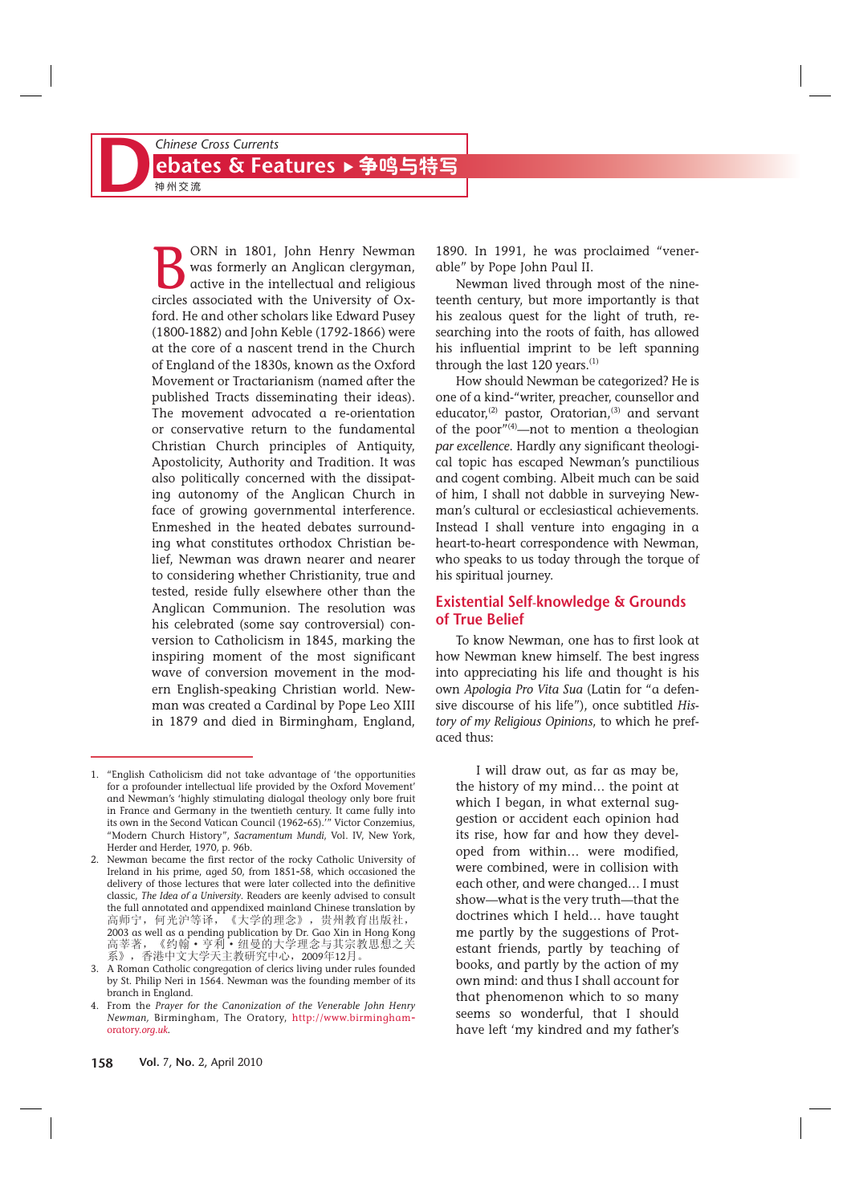BORN in 1801, John Henry Newman was formerly an Anglican clergyman, active in the intellectual and religious circles associated with the University of Oxford. He and other scholars like Edward Pusey (1800-1882) and John Keble (1792-1866) were at the core of a nascent trend in the Church of England of the 1830s, known as the Oxford Movement or Tractarianism (named after the published Tracts disseminating their ideas). The movement advocated a re-orientation or conservative return to the fundamental Christian Church principles of Antiquity, Apostolicity, Authority and Tradition. It was also politically concerned with the dissipating autonomy of the Anglican Church in face of growing governmental interference. Enmeshed in the heated debates surrounding what constitutes orthodox Christian belief, Newman was drawn nearer and nearer to considering whether Christianity, true and tested, reside fully elsewhere other than the Anglican Communion. The resolution was his celebrated (some say controversial) conversion to Catholicism in 1845, marking the inspiring moment of the most significant wave of conversion movement in the modern English-speaking Christian world. Newman was created a Cardinal by Pope Leo XIII in 1879 and died in Birmingham, England, 1890. In 1991, he was proclaimed "venerable" by Pope John Paul II.

Newman lived through most of the nineteenth century, but more importantly is that his zealous quest for the light of truth, researching into the roots of faith, has allowed his influential imprint to be left spanning through the last 120 years.[1]

How should Newman be categorized? He is one of a kind-"writer, preacher, counsellor and educator,[2] pastor, Oratorian,[3] and servant of the poor"[4]—not to mention a theologian *par excellence*. Hardly any significant theological topic has escaped Newman's punctilious and cogent combing. Albeit much can be said of him, I shall not dabble in surveying Newman's cultural or ecclesiastical achievements. Instead I shall venture into engaging in a heart-to-heart correspondence with Newman, who speaks to us today through the torque of his spiritual journey.

## Existential Self-knowledge & Grounds of True Belief

To know Newman, one has to first look at how Newman knew himself. The best ingress into appreciating his life and thought is his own *Apologia Pro Vita Sua* (Latin for "a defensive discourse of his life"), once subtitled *History of my Religious Opinions*, to which he prefaced thus:

> I will draw out, as far as may be, the history of my mind… the point at which I began, in what external suggestion or accident each opinion had its rise, how far and how they developed from within… were modified, were combined, were in collision with each other, and were changed… I must show—what is the very truth—that the doctrines which I held… have taught me partly by the suggestions of Protestant friends, partly by teaching of books, and partly by the action of my own mind: and thus I shall account for that phenomenon which to so many seems so wonderful, that I should have left 'my kindred and my father's

---

1. "English Catholicism did not take advantage of 'the opportunities for a profounder intellectual life provided by the Oxford Movement' and Newman's 'highly stimulating dialogal theology only bore fruit in France and Germany in the twentieth century. It came fully into its own in the Second Vatican Council (1962-65).'" Victor Conzemius, "Modern Church History", *Sacramentum Mundi*, Vol. IV, New York, Herder and Herder, 1970, p. 96b.
2. Newman became the first rector of the rocky Catholic University of Ireland in his prime, aged 50, from 1851-58, which occasioned the delivery of those lectures that were later collected into the definitive classic, *The Idea of a University*. Readers are keenly advised to consult the full annotated and appendixed mainland Chinese translation by 高师宁，何光沪等译，《大学的理念》，贵州教育出版社，2003 as well as a pending publication by Dr. Gao Xin in Hong Kong 高莘著，《约翰・亨利・纽曼的大学理念与其宗教思想之关系》，香港中文大学天主教研究中心，2009年12月。
3. A Roman Catholic congregation of clerics living under rules founded by St. Philip Neri in 1564. Newman was the founding member of its branch in England.
4. From the *Prayer for the Canonization of the Venerable John Henry Newman*, Birmingham, The Oratory, http://www.birmingham-oratory.org.uk.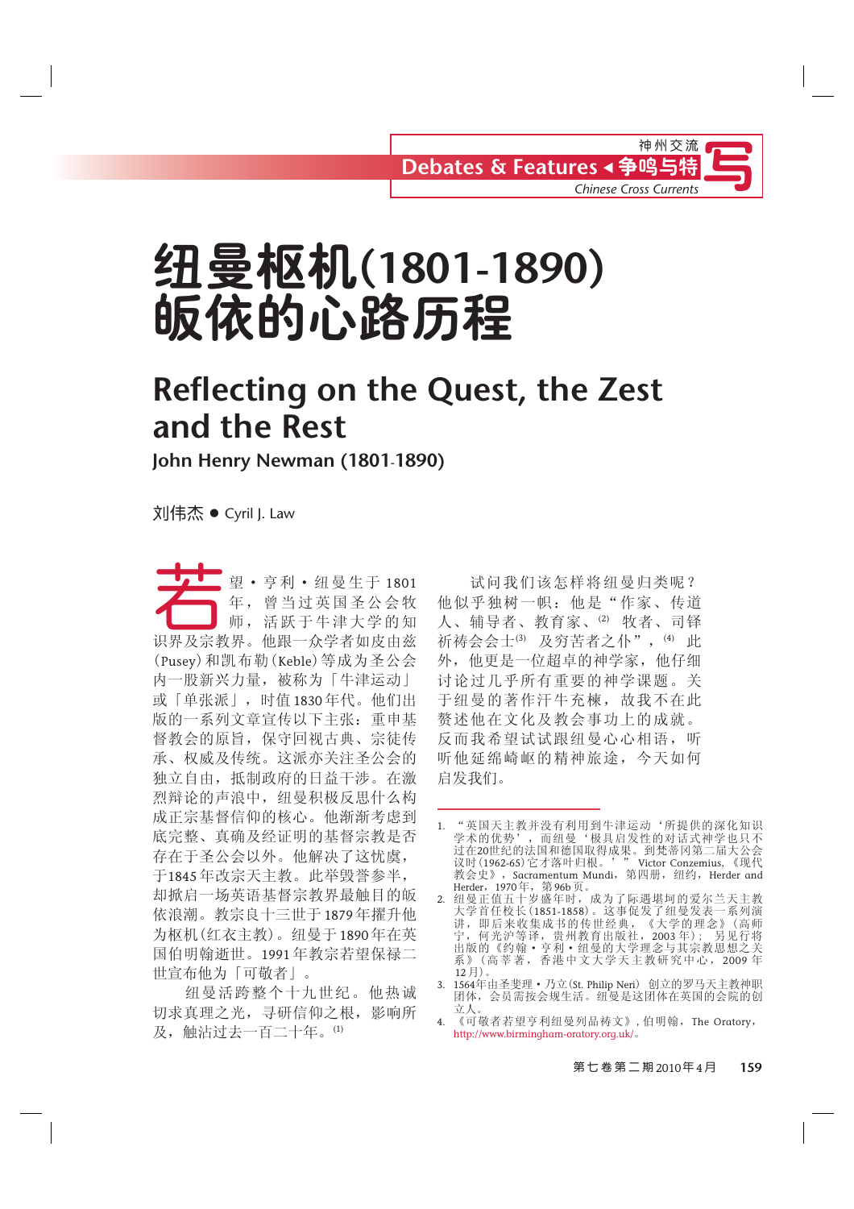# 纽曼枢机(1801-1890)皈依的心路历程

## Reflecting on the Quest, the Zest and the Rest

### John Henry Newman (1801-1890)

刘伟杰 ● Cyril J. Law

若望・亨利・纽曼生于 1801 年，曾当过英国圣公会牧师，活跃于牛津大学的知识界及宗教界。他跟一众学者如由兹(Pusey)和凯布勒(Keble)等成为圣公会内一股新兴力量，被称为「牛津运动」或「单张派」，时值1830年代。他们出版的一系列文章宣传以下主张：重申基督教会的原旨，保守回视古典、宗徒传承、权威及传统。这派亦关注圣公会的独立自由，抵制政府的日益干涉。在激烈辩论的声浪中，纽曼积极反思什么构成正宗基督信仰的核心。他渐渐考虑到底完整、真确及经证明的基督宗教是否存在于圣公会以外。他解决了这忧虑，于1845年改宗天主教。此举毁誉参半，却掀起一场英语基督宗教界最触目的皈依浪潮。教宗良十三世于1879年擢升他为枢机(红衣主教)。纽曼于1890年在英国伯明翰逝世。1991年教宗若望保禄二世宣布他为「可敬者」。

纽曼活跨整个十九世纪。他热诚切求真理之光，寻研信仰之根，影响所及，触沾过去一百二十年。[1]

试问我们该怎样将纽曼归类呢？他似乎独树一帜：他是"作家、传道人、辅导者、教育家、[2] 牧者、司铎祈祷会会士[3] 及穷苦者之仆"，[4] 此外，他更是一位超卓的神学家，他仔细讨论过几乎所有重要的神学课题。关于纽曼的著作汗牛充栋，故我不在此赘述他在文化及教会事功上的成就。反而我希望试试跟纽曼心心相语，听听他延绵崎岖的精神旅途，今天如何启发我们。

---

1. "英国天主教并没有利用到牛津运动'所提供的深化知识学术的优势'，而纽曼'极具启发性的对话式神学也只不过在20世纪的法国和德国取得成果。到梵蒂冈第二届大公会议时(1962-65)它才落叶归根。'" Victor Conzemius,《现代教会史》，Sacramentum Mundi，第四册，纽约，Herder and Herder，1970年，第96b页。
2. 纽曼正值五十岁盛年时，成为了际遇堪坷的爱尔兰天主教大学首任校长(1851-1858)。这事促发了纽曼发表一系列演讲，即后来收集成书的传世经典，《大学的理念》(高师宁，何光沪等译，贵州教育出版社，2003 年)；另见行将出版的《约翰・亨利・纽曼的大学理念与其宗教思想之关系》(高莘著，香港中文大学天主教研究中心，2009 年12月)。
3. 1564年由圣斐理・乃立(St. Philip Neri) 创立的罗马天主教神职团体，会员需按会规生活。纽曼是这团体在英国的会院的创立人。
4. 《可敬者若望亨利纽曼列品祷文》，伯明翰，The Oratory，http://www.birmingham-oratory.org.uk/。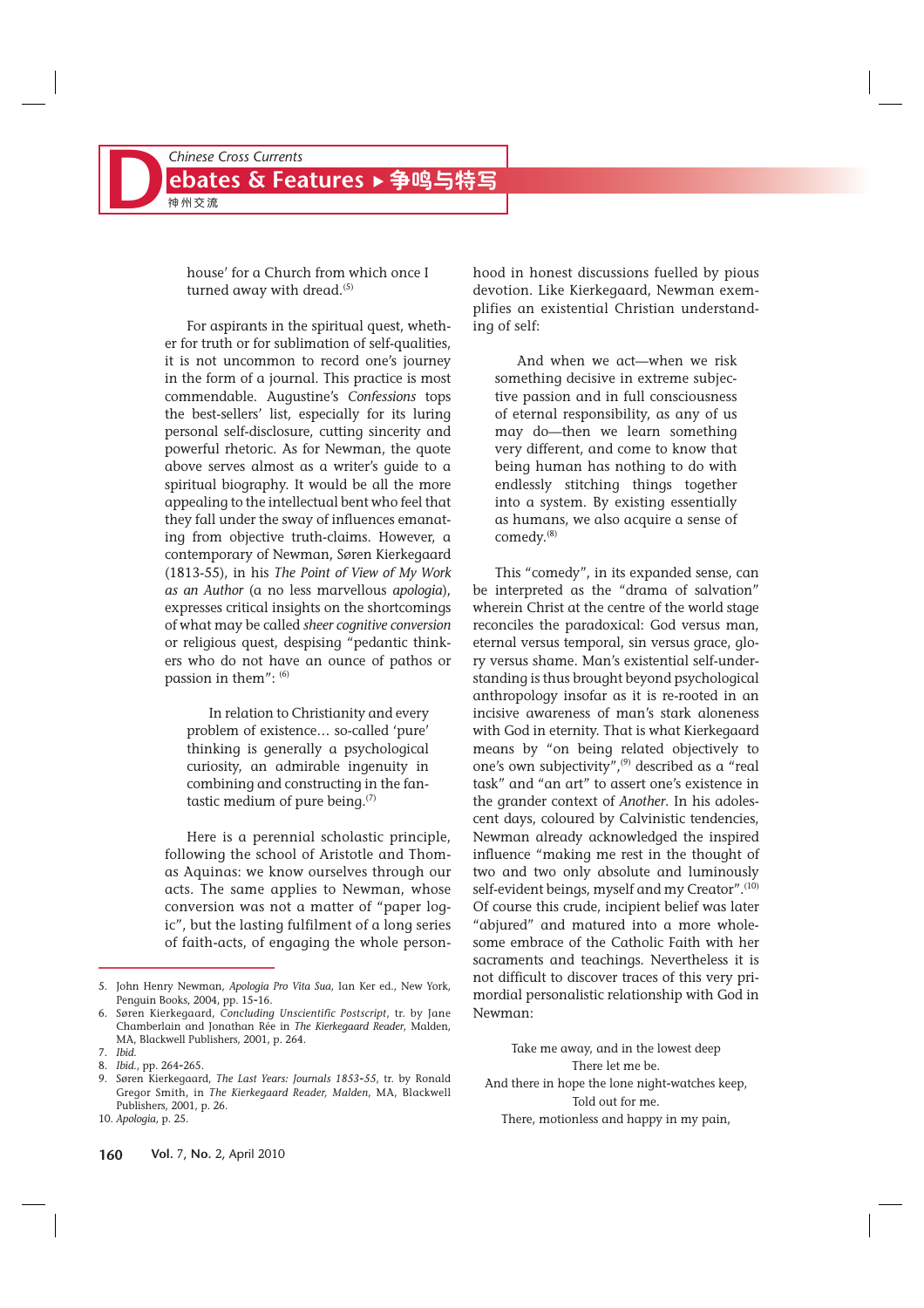house' for a Church from which once I turned away with dread.[5]

For aspirants in the spiritual quest, whether for truth or for sublimation of self-qualities, it is not uncommon to record one's journey in the form of a journal. This practice is most commendable. Augustine's *Confessions* tops the best-sellers' list, especially for its luring personal self-disclosure, cutting sincerity and powerful rhetoric. As for Newman, the quote above serves almost as a writer's guide to a spiritual biography. It would be all the more appealing to the intellectual bent who feel that they fall under the sway of influences emanating from objective truth-claims. However, a contemporary of Newman, Søren Kierkegaard (1813-55), in his *The Point of View of My Work as an Author* (a no less marvellous *apologia*), expresses critical insights on the shortcomings of what may be called *sheer cognitive conversion* or religious quest, despising "pedantic thinkers who do not have an ounce of pathos or passion in them": [6]

> In relation to Christianity and every problem of existence… so-called 'pure' thinking is generally a psychological curiosity, an admirable ingenuity in combining and constructing in the fantastic medium of pure being.[7]

Here is a perennial scholastic principle, following the school of Aristotle and Thomas Aquinas: we know ourselves through our acts. The same applies to Newman, whose conversion was not a matter of "paper logic", but the lasting fulfilment of a long series of faith-acts, of engaging the whole personhood in honest discussions fuelled by pious devotion. Like Kierkegaard, Newman exemplifies an existential Christian understanding of self:

> And when we act—when we risk something decisive in extreme subjective passion and in full consciousness of eternal responsibility, as any of us may do—then we learn something very different, and come to know that being human has nothing to do with endlessly stitching things together into a system. By existing essentially as humans, we also acquire a sense of comedy.[8]

This "comedy", in its expanded sense, can be interpreted as the "drama of salvation" wherein Christ at the centre of the world stage reconciles the paradoxical: God versus man, eternal versus temporal, sin versus grace, glory versus shame. Man's existential self-understanding is thus brought beyond psychological anthropology insofar as it is re-rooted in an incisive awareness of man's stark aloneness with God in eternity. That is what Kierkegaard means by "on being related objectively to one's own subjectivity",[9] described as a "real task" and "an art" to assert one's existence in the grander context of *Another*. In his adolescent days, coloured by Calvinistic tendencies, Newman already acknowledged the inspired influence "making me rest in the thought of two and two only absolute and luminously self-evident beings, myself and my Creator".[10] Of course this crude, incipient belief was later "abjured" and matured into a more wholesome embrace of the Catholic Faith with her sacraments and teachings. Nevertheless it is not difficult to discover traces of this very primordial personalistic relationship with God in Newman:

> Take me away, and in the lowest deep
> There let me be.
> And there in hope the lone night-watches keep,
> Told out for me.
> There, motionless and happy in my pain,

---

5. John Henry Newman, *Apologia Pro Vita Sua*, Ian Ker ed., New York, Penguin Books, 2004, pp. 15-16.
6. Søren Kierkegaard, *Concluding Unscientific Postscript*, tr. by Jane Chamberlain and Jonathan Rée in *The Kierkegaard Reader*, Malden, MA, Blackwell Publishers, 2001, p. 264.
7. *Ibid.*
8. *Ibid.*, pp. 264-265.
9. Søren Kierkegaard, *The Last Years: Journals 1853-55*, tr. by Ronald Gregor Smith, in *The Kierkegaard Reader, Malden*, MA, Blackwell Publishers, 2001, p. 26.
10. *Apologia*, p. 25.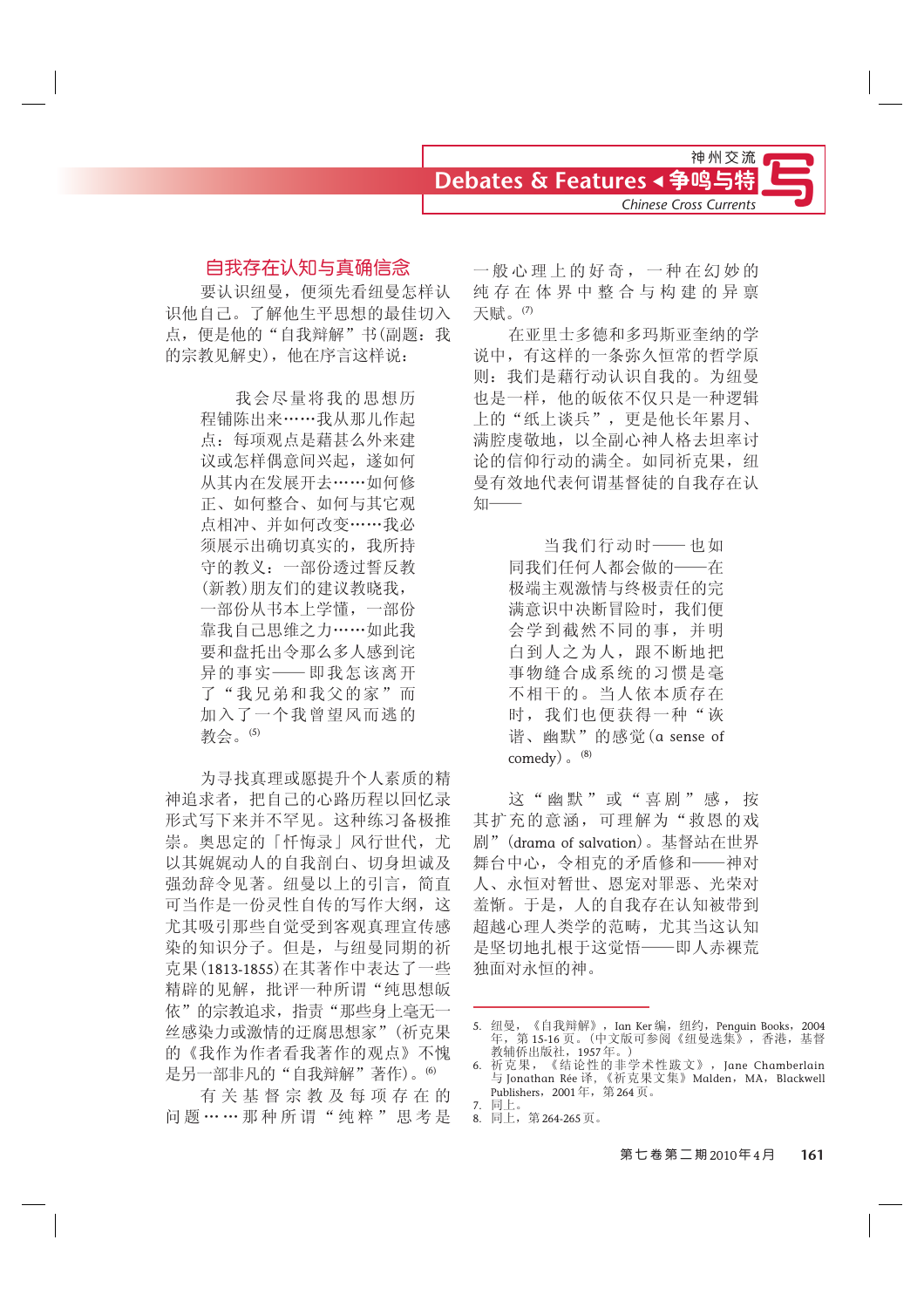## 自我存在认知与真确信念

要认识纽曼，便须先看纽曼怎样认识他自己。了解他生平思想的最佳切入点，便是他的“自我辩解”书(副题：我的宗教见解史)，他在序言这样说：

> 我会尽量将我的思想历程铺陈出来……我从那儿作起点：每项观点是藉甚么外来建议或怎样偶意间兴起，遂如何从其内在发展开去……如何修正、如何整合、如何与其它观点相冲、并如何改变……我必须展示出确切真实的，我所持守的教义：一部份透过誓反教(新教)朋友们的建议教晓我，一部份从书本上学懂，一部份靠我自己思维之力……如此我要和盘托出令那么多人感到诧异的事实——即我怎该离开了“我兄弟和我父的家”而加入了一个我曾望风而逃的教会。[5]

为寻找真理或愿提升个人素质的精神追求者，把自己的心路历程以回忆录形式写下来并不罕见。这种练习备极推崇。奥思定的「忏悔录」风行世代，尤以其娓娓动人的自我剖白、切身坦诚及强劲辞令见著。纽曼以上的引言，简直可当作是一份灵性自传的写作大纲，这尤其吸引那些自觉受到客观真理宣传感染的知识分子。但是，与纽曼同期的祈克果(1813-1855)在其著作中表达了一些精辟的见解，批评一种所谓“纯思想皈依”的宗教追求，指责“那些身上毫无一丝感染力或激情的迂腐思想家”(祈克果的《我作为作者看我著作的观点》不愧是另一部非凡的“自我辩解”著作)。[6]

有关基督宗教及每项存在的问题……那种所谓“纯粹”思考是一般心理上的好奇，一种在幻妙的纯存在体界中整合与构建的异禀天赋。[7]

在亚里士多德和多玛斯亚奎纳的学说中，有这样的一条弥久恒常的哲学原则：我们是藉行动认识自我的。为纽曼也是一样，他的皈依不仅只是一种逻辑上的“纸上谈兵”，更是他长年累月、满腔虔敬地，以全副心神人格去坦率讨论的信仰行动的满全。如同祈克果，纽曼有效地代表何谓基督徒的自我存在认知——

> 当我们行动时——也如同我们任何人都会做的——在极端主观激情与终极责任的完满意识中决断冒险时，我们便会学到截然不同的事，并明白到人之为人，跟不断地把事物缝合成系统的习惯是毫不相干的。当人依本质存在时，我们也便获得一种“诙谐、幽默”的感觉(a sense of comedy)。[8]

这“幽默”或“喜剧”感，按其扩充的意涵，可理解为“救恩的戏剧”(drama of salvation)。基督站在世界舞台中心，令相克的矛盾修和——神对人、永恒对暂世、恩宠对罪恶、光荣对羞惭。于是，人的自我存在认知被带到超越心理人类学的范畴，尤其当这认知是坚切地扎根于这觉悟——即人赤裸荒独面对永恒的神。

---

5. 纽曼，《自我辩解》，Ian Ker 编，纽约，Penguin Books，2004年，第 15-16 页。(中文版可参阅《纽曼选集》，香港，基督教辅侨出版社，1957 年。)
6. 祈克果，《结论性的非学术性跋文》，Jane Chamberlain 与 Jonathan Rée 译，《祈克果文集》Malden，MA，Blackwell Publishers，2001 年，第 264 页。
7. 同上。
8. 同上，第 264-265 页。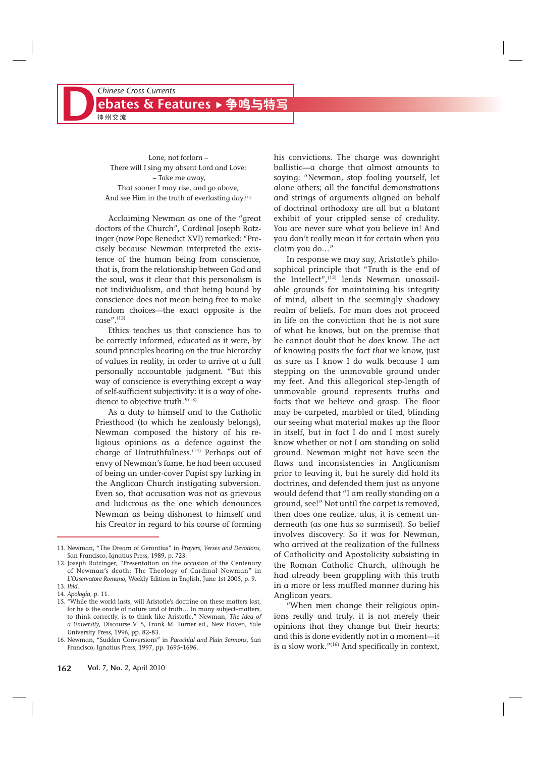Lone, not forlorn –
There will I sing my absent Lord and Love:
– Take me away,
That sooner I may rise, and go above,
And see Him in the truth of everlasting day.[11]

Acclaiming Newman as one of the "great doctors of the Church", Cardinal Joseph Ratzinger (now Pope Benedict XVI) remarked: "Precisely because Newman interpreted the existence of the human being from conscience, that is, from the relationship between God and the soul, was it clear that this personalism is not individualism, and that being bound by conscience does not mean being free to make random choices—the exact opposite is the case".[12]

Ethics teaches us that conscience has to be correctly informed, educated as it were, by sound principles bearing on the true hierarchy of values in reality, in order to arrive at a full personally accountable judgment. "But this way of conscience is everything except a way of self-sufficient subjectivity: it is a way of obedience to objective truth."[13]

As a duty to himself and to the Catholic Priesthood (to which he zealously belongs), Newman composed the history of his religious opinions as a defence against the charge of Untruthfulness.[14] Perhaps out of envy of Newman's fame, he had been accused of being an under-cover Papist spy lurking in the Anglican Church instigating subversion. Even so, that accusation was not as grievous and ludicrous as the one which denounces Newman as being dishonest to himself and his Creator in regard to his course of forming his convictions. The charge was downright ballistic—a charge that almost amounts to saying: "Newman, stop fooling yourself, let alone others; all the fanciful demonstrations and strings of arguments aligned on behalf of doctrinal orthodoxy are all but a blatant exhibit of your crippled sense of credulity. You are never sure what you believe in! And you don't really mean it for certain when you claim you do…"

In response we may say, Aristotle's philosophical principle that "Truth is the end of the Intellect",[15] lends Newman unassailable grounds for maintaining his integrity of mind, albeit in the seemingly shadowy realm of beliefs. For man does not proceed in life on the conviction that he is not sure of what he knows, but on the premise that he cannot doubt that he *does* know. The act of knowing posits the fact *that* we know, just as sure as I know I do walk because I am stepping on the unmovable ground under my feet. And this allegorical step-length of unmovable ground represents truths and facts that we believe and grasp. The floor may be carpeted, marbled or tiled, blinding our seeing what material makes up the floor in itself, but in fact I do and I most surely know whether or not I am standing on solid ground. Newman might not have seen the flaws and inconsistencies in Anglicanism prior to leaving it, but he surely did hold its doctrines, and defended them just as anyone would defend that "I am really standing on a ground, see!" Not until the carpet is removed, then does one realize, alas, it is cement underneath (as one has so surmised). So belief involves discovery. So it was for Newman, who arrived at the realization of the fullness of Catholicity and Apostolicity subsisting in the Roman Catholic Church, although he had already been grappling with this truth in a more or less muffled manner during his Anglican years.

"When men change their religious opinions really and truly, it is not merely their opinions that they change but their hearts; and this is done evidently not in a moment—it is a slow work."[16] And specifically in context,

---

11. Newman, "The Dream of Gerontius" in *Prayers, Verses and Devotions*, San Francisco, Ignatius Press, 1989, p. 723.
12. Joseph Ratzinger, "Presentation on the occasion of the Centenary of Newman's death: The Theology of Cardinal Newman" in *L'Osservatore Romano*, Weekly Edition in English, June 1st 2005, p. 9.
13. *Ibid.*
14. *Apologia*, p. 11.
15. "While the world lasts, will Aristotle's doctrine on these matters last, for he is the oracle of nature and of truth… In many subject-matters, to think correctly, is to think like Aristotle." Newman, *The Idea of a University*, Discourse V. 5, Frank M. Turner ed., New Haven, Yale University Press, 1996, pp. 82-83.
16. Newman, "Sudden Conversions" in *Parochial and Plain Sermons*, San Francisco, Ignatius Press, 1997, pp. 1695-1696.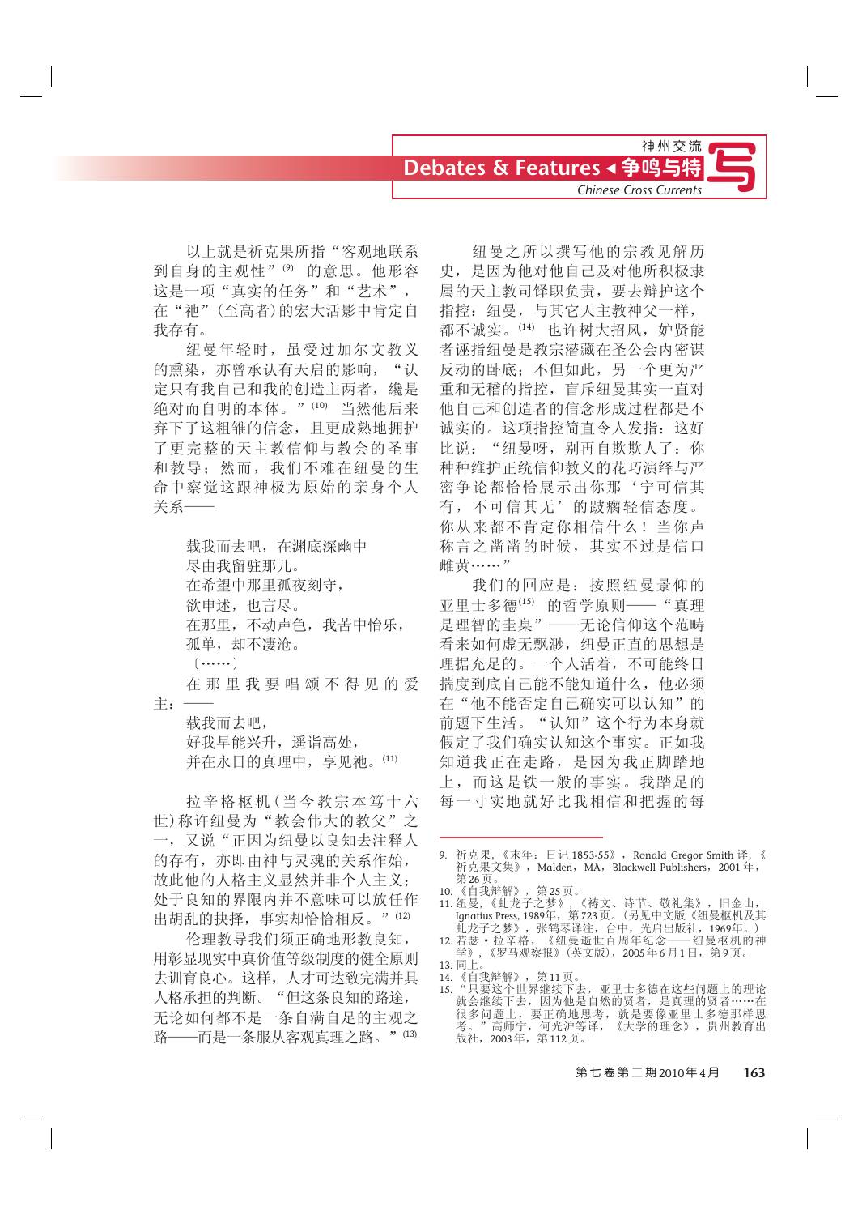以上就是祈克果所指"客观地联系到自身的主观性"[9] 的意思。他形容这是一项"真实的任务"和"艺术"，在"祂"(至高者)的宏大活影中肯定自我存有。

纽曼年轻时，虽受过加尔文教义的熏染，亦曾承认有天启的影响，"认定只有我自己和我的创造主两者，纔是绝对而自明的本体。"[10] 当然他后来弃下了这粗雏的信念，且更成熟地拥护了更完整的天主教信仰与教会的圣事和教导；然而，我们不难在纽曼的生命中察觉这跟神极为原始的亲身个人关系——

> 载我而去吧，在渊底深幽中
> 尽由我留驻那儿。
> 在希望中那里孤夜刻守，
> 欲申述，也言尽。
> 在那里，不动声色，我苦中怡乐，
> 孤单，却不凄沧。
> 〔……〕
> 在那里我要唱颂不得见的爱主：——
> 载我而去吧，
> 好我早能兴升，遥诣高处，
> 并在永日的真理中，享见祂。[11]

拉辛格枢机(当今教宗本笃十六世)称许纽曼为"教会伟大的教父"之一，又说"正因为纽曼以良知去注释人的存有，亦即由神与灵魂的关系作始，故此他的人格主义显然并非个人主义；处于良知的界限内并不意味可以放任作出胡乱的抉择，事实却恰恰相反。"[12]

伦理教导我们须正确地形教良知，用彰显现实中真价值等级制度的健全原则去训育良心。这样，人才可达致完满并具人格承担的判断。"但这条良知的路途，无论如何都不是一条自满自足的主观之路——而是一条服从客观真理之路。"[13]

纽曼之所以撰写他的宗教见解历史，是因为他对他自己及对他所积极隶属的天主教司铎职负责，要去辩护这个指控：纽曼，与其它天主教神父一样，都不诚实。[14] 也许树大招风，妒贤能者诬指纽曼是教宗潜藏在圣公会内密谋反动的卧底；不但如此，另一个更为严重和无稽的指控，盲斥纽曼其实一直对他自己和创造主的信念形成过程都是不诚实的。这项指控简直令人发指：这好比说："纽曼呀，别再自欺欺人了：你种种维护正统信仰教义的花巧演绎与严密争论都恰恰展示出你那'宁可信其有，不可信其无'的跛瘸轻信态度。你从来都不肯定你相信什么！当你声称言之凿凿的时候，其实不过是信口雌黄……"

我们的回应是：按照纽曼景仰的亚里士多德[15] 的哲学原则——"真理是理智的圭臬"——无论信仰这个范畴看来如何虚无飘渺，纽曼正直的思想是理据充足的。一个人活着，不可能终日揣度到底自己能不能知道什么，他必须在"他不能否定自己确实可以认知"的前题下生活。"认知"这个行为本身就假定了我们确实认知这个事实。正如我知道我正在走路，是因为我正脚踏地上，而这是铁一般的事实。我踏足的每一寸实地就好比我相信和把握的每

---

9. 祈克果,《末年：日记 1853-55》，Ronald Gregor Smith 译,《祈克果文集》，Malden，MA，Blackwell Publishers，2001 年，第 26 页。
10. 《自我辩解》，第 25 页。
11. 纽曼,《虬龙子之梦》,《祷文、诗节、敬礼集》，旧金山，Ignatius Press, 1989年，第 723 页。(另见中文版《纽曼枢机及其虬龙子之梦》，张鹤琴译注，台中，光启出版社，1969年。)
12. 若瑟・拉辛格，《纽曼逝世百周年纪念——纽曼枢机的神学》,《罗马观察报》(英文版)，2005 年 6 月 1 日，第 9 页。
13. 同上。
14. 《自我辩解》，第 11 页。
15. "只要这个世界继续下去，亚里士多德在这些问题上的理论就会继续下去，因为他是自然的贤者，是真理的贤者……在很多问题上，要正确地思考，就是要像亚里士多德那样思考。"高师宁，何光沪等译，《大学的理念》，贵州教育出版社，2003 年，第 112 页。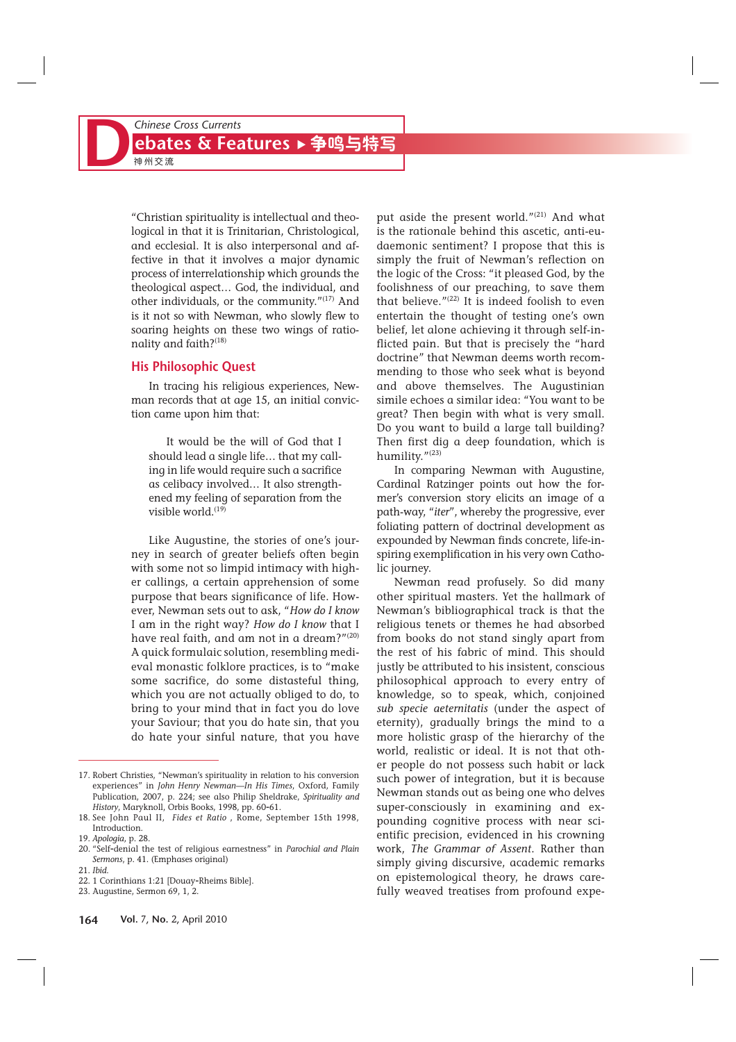"Christian spirituality is intellectual and theological in that it is Trinitarian, Christological, and ecclesial. It is also interpersonal and affective in that it involves a major dynamic process of interrelationship which grounds the theological aspect… God, the individual, and other individuals, or the community."[17] And is it not so with Newman, who slowly flew to soaring heights on these two wings of rationality and faith?[18]

## His Philosophic Quest

In tracing his religious experiences, Newman records that at age 15, an initial conviction came upon him that:

> It would be the will of God that I should lead a single life… that my calling in life would require such a sacrifice as celibacy involved… It also strengthened my feeling of separation from the visible world.[19]

Like Augustine, the stories of one's journey in search of greater beliefs often begin with some not so limpid intimacy with higher callings, a certain apprehension of some purpose that bears significance of life. However, Newman sets out to ask, "*How do I know* I am in the right way? *How do I know* that I have real faith, and am not in a dream?"[20] A quick formulaic solution, resembling medieval monastic folklore practices, is to "make some sacrifice, do some distasteful thing, which you are not actually obliged to do, to bring to your mind that in fact you do love your Saviour; that you do hate sin, that you do hate your sinful nature, that you have put aside the present world."[21] And what is the rationale behind this ascetic, anti-eudaemonic sentiment? I propose that this is simply the fruit of Newman's reflection on the logic of the Cross: "it pleased God, by the foolishness of our preaching, to save them that believe."[22] It is indeed foolish to even entertain the thought of testing one's own belief, let alone achieving it through self-inflicted pain. But that is precisely the "hard doctrine" that Newman deems worth recommending to those who seek what is beyond and above themselves. The Augustinian simile echoes a similar idea: "You want to be great? Then begin with what is very small. Do you want to build a large tall building? Then first dig a deep foundation, which is humility."[23]

In comparing Newman with Augustine, Cardinal Ratzinger points out how the former's conversion story elicits an image of a path-way, "*iter*", whereby the progressive, ever foliating pattern of doctrinal development as expounded by Newman finds concrete, life-inspiring exemplification in his very own Catholic journey.

Newman read profusely. So did many other spiritual masters. Yet the hallmark of Newman's bibliographical track is that the religious tenets or themes he had absorbed from books do not stand singly apart from the rest of his fabric of mind. This should justly be attributed to his insistent, conscious philosophical approach to every entry of knowledge, so to speak, which, conjoined *sub specie aeternitatis* (under the aspect of eternity), gradually brings the mind to a more holistic grasp of the hierarchy of the world, realistic or ideal. It is not that other people do not possess such habit or lack such power of integration, but it is because Newman stands out as being one who delves super-consciously in examining and expounding cognitive process with near scientific precision, evidenced in his crowning work, *The Grammar of Assent*. Rather than simply giving discursive, academic remarks on epistemological theory, he draws carefully weaved treatises from profound expe-

---

17. Robert Christies, "Newman's spirituality in relation to his conversion experiences" in *John Henry Newman—In His Times*, Oxford, Family Publication, 2007, p. 224; see also Philip Sheldrake, *Spirituality and History*, Maryknoll, Orbis Books, 1998, pp. 60-61.
18. See John Paul II, *Fides et Ratio*, Rome, September 15th 1998, Introduction.
19. *Apologia*, p. 28.
20. "Self-denial the test of religious earnestness" in *Parochial and Plain Sermons*, p. 41. (Emphases original)
21. *Ibid.*
22. 1 Corinthians 1:21 [Douay-Rheims Bible].
23. Augustine, Sermon 69, 1, 2.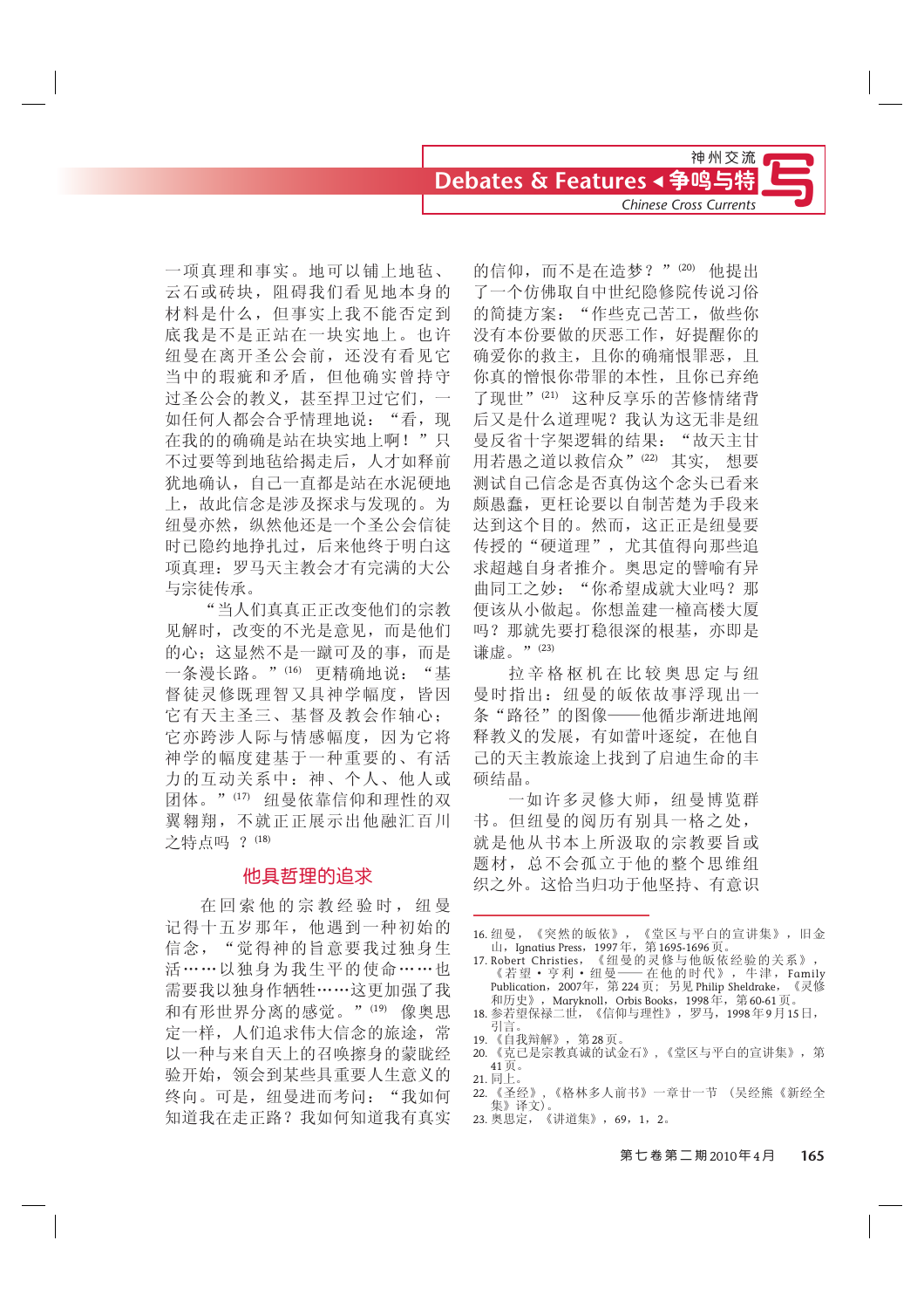一项真理和事实。地可以铺上地毡、云石或砖块，阻碍我们看见地本身的材料是什么，但事实上我不能否定到底我是不是正站在一块实地上。也许纽曼在离开圣公会前，还没有看见它当中的瑕疵和矛盾，但他确实曾持守过圣公会的教义，甚至捍卫过它们，一如任何人都会合乎情理地说："看，现在我的的确确是站在块实地上啊！"只不过要等到地毡给揭走后，人才如释前犹地确认，自己一直都是站在水泥硬地上，故此信念是涉及探求与发现的。为纽曼亦然，纵然他还是一个圣公会信徒时已隐约地挣扎过，后来他终于明白这项真理：罗马天主教会才有完满的大公与宗徒传承。

"当人们真真正正改变他们的宗教见解时，改变的不光是意见，而是他们的心；这显然不是一蹴可及的事，而是一条漫长路。"[16] 更精确地说："基督徒灵修既理智又具神学幅度，皆因它有天主圣三、基督及教会作轴心；它亦跨涉人际与情感幅度，因为它将神学的幅度建基于一种重要的、有活力的互动关系中：神、个人、他人或团体。"[17] 纽曼依靠信仰和理性的双翼翱翔，不就正正展示出他融汇百川之特点吗？[18]

## 他具哲理的追求

在回索他的宗教经验时，纽曼记得十五岁那年，他遇到一种初始的信念，"觉得神的旨意要我过独身生活……以独身为我生平的使命……也需要我以独身作牺牲……这更加强了我和有形世界分离的感觉。"[19] 像奥思定一样，人们追求伟大信念的旅途，常以一种与来自天上的召唤擦身的蒙眬经验开始，领会到某些具重要人生意义的终向。可是，纽曼进而考问："我如何知道我在走正路？我如何知道我有真实的信仰，而不是在造梦？"[20] 他提出了一个仿佛取自中世纪隐修院传说习俗的简捷方案："作些克己苦工，做些你没有本份要做的厌恶工作，好提醒你的确爱你的救主，且你的确痛恨罪恶，且你真的憎恨你带罪的本性，且你已弃绝了现世"[21] 这种反享乐的苦修情绪背后又是什么道理呢？我认为这无非是纽曼反省十字架逻辑的结果："故天主甘用若愚之道以救信众"[22] 其实，想要测试自己信念是否真伪这个念头已看来颇愚蠢，更枉论要以自制苦楚为手段来达到这个目的。然而，这正正是纽曼要传授的"硬道理"，尤其值得向那些追求超越自身者推介。奥思定的譬喻有异曲同工之妙："你希望成就大业吗？那便该从小做起。你想盖建一幢高楼大厦吗？那就先要打稳很深的根基，亦即是谦虚。"[23]

拉辛格枢机在比较奥思定与纽曼时指出：纽曼的皈依故事浮现出一条"路径"的图像——他循步渐进地阐释教义的发展，有如蕾叶逐绽，在他自己的天主教旅途上找到了启迪生命的丰硕结晶。

一如许多灵修大师，纽曼博览群书。但纽曼的阅历有别具一格之处，就是他从书本上所汲取的宗教要旨或题材，总不会孤立于他的整个思维组织之外。这恰当归功于他坚持、有意识

---

16. 纽曼，《突然的皈依》，《堂区与平白的宣讲集》，旧金山，Ignatius Press，1997年，第1695-1696页。
17. Robert Christies，《纽曼的灵修与他皈依经验的关系》，《若望・亨利・纽曼——在他的时代》，牛津，Family Publication，2007年，第224页；另见 Philip Sheldrake，《灵修和历史》，Maryknoll，Orbis Books，1998年，第60-61页。
18. 参若望保禄二世，《信仰与理性》，罗马，1998年9月15日，引言。
19. 《自我辩解》，第28页。
20. 《克己是宗教真诚的试金石》，《堂区与平白的宣讲集》，第41页。
21. 同上。
22. 《圣经》，《格林多人前书》一章廿一节（吴经熊《新经全集》译文）。
23. 奥思定，《讲道集》，69，1，2。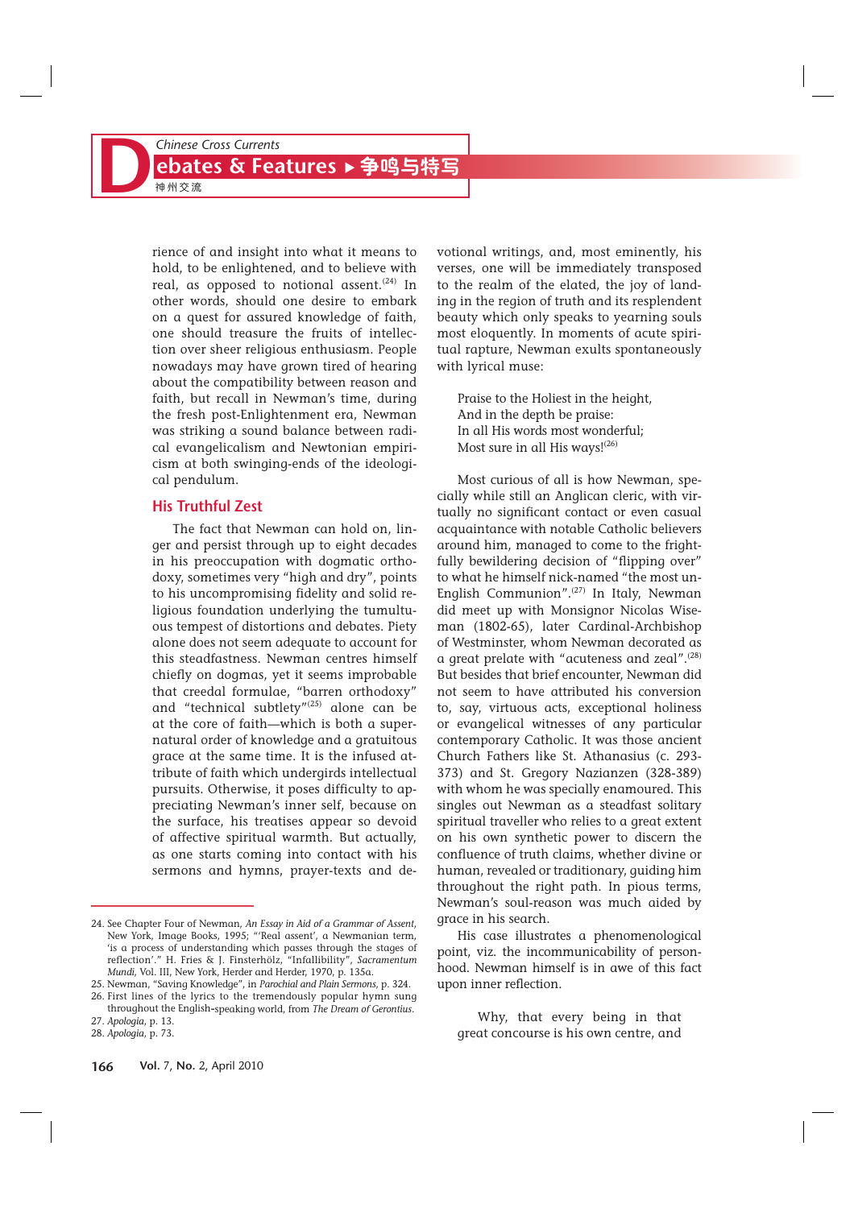rience of and insight into what it means to hold, to be enlightened, and to believe with real, as opposed to notional assent.[24] In other words, should one desire to embark on a quest for assured knowledge of faith, one should treasure the fruits of intellection over sheer religious enthusiasm. People nowadays may have grown tired of hearing about the compatibility between reason and faith, but recall in Newman's time, during the fresh post-Enlightenment era, Newman was striking a sound balance between radical evangelicalism and Newtonian empiricism at both swinging-ends of the ideological pendulum.

## His Truthful Zest

The fact that Newman can hold on, linger and persist through up to eight decades in his preoccupation with dogmatic orthodoxy, sometimes very "high and dry", points to his uncompromising fidelity and solid religious foundation underlying the tumultuous tempest of distortions and debates. Piety alone does not seem adequate to account for this steadfastness. Newman centres himself chiefly on dogmas, yet it seems improbable that creedal formulae, "barren orthodoxy" and "technical subtlety"[25] alone can be at the core of faith—which is both a supernatural order of knowledge and a gratuitous grace at the same time. It is the infused attribute of faith which undergirds intellectual pursuits. Otherwise, it poses difficulty to appreciating Newman's inner self, because on the surface, his treatises appear so devoid of affective spiritual warmth. But actually, as one starts coming into contact with his sermons and hymns, prayer-texts and devotional writings, and, most eminently, his verses, one will be immediately transposed to the realm of the elated, the joy of landing in the region of truth and its resplendent beauty which only speaks to yearning souls most eloquently. In moments of acute spiritual rapture, Newman exults spontaneously with lyrical muse:

> Praise to the Holiest in the height,
> And in the depth be praise:
> In all His words most wonderful;
> Most sure in all His ways![26]

Most curious of all is how Newman, specially while still an Anglican cleric, with virtually no significant contact or even casual acquaintance with notable Catholic believers around him, managed to come to the frightfully bewildering decision of "flipping over" to what he himself nick-named "the most un-English Communion".[27] In Italy, Newman did meet up with Monsignor Nicolas Wiseman (1802-65), later Cardinal-Archbishop of Westminster, whom Newman decorated as a great prelate with "acuteness and zeal".[28] But besides that brief encounter, Newman did not seem to have attributed his conversion to, say, virtuous acts, exceptional holiness or evangelical witnesses of any particular contemporary Catholic. It was those ancient Church Fathers like St. Athanasius (c. 293-373) and St. Gregory Nazianzen (328-389) with whom he was specially enamoured. This singles out Newman as a steadfast solitary spiritual traveller who relies to a great extent on his own synthetic power to discern the confluence of truth claims, whether divine or human, revealed or traditionary, guiding him throughout the right path. In pious terms, Newman's soul-reason was much aided by grace in his search.

His case illustrates a phenomenological point, viz. the incommunicability of personhood. Newman himself is in awe of this fact upon inner reflection.

> Why, that every being in that great concourse is his own centre, and

---

24. See Chapter Four of Newman, *An Essay in Aid of a Grammar of Assent*, New York, Image Books, 1995; "'Real assent', a Newmanian term, 'is a process of understanding which passes through the stages of reflection'." H. Fries & J. Finsterhölz, "Infallibility", *Sacramentum Mundi*, Vol. III, New York, Herder and Herder, 1970, p. 135a.
25. Newman, "Saving Knowledge", in *Parochial and Plain Sermons*, p. 324.
26. First lines of the lyrics to the tremendously popular hymn sung throughout the English-speaking world, from *The Dream of Gerontius*.
27. *Apologia*, p. 13.
28. *Apologia*, p. 73.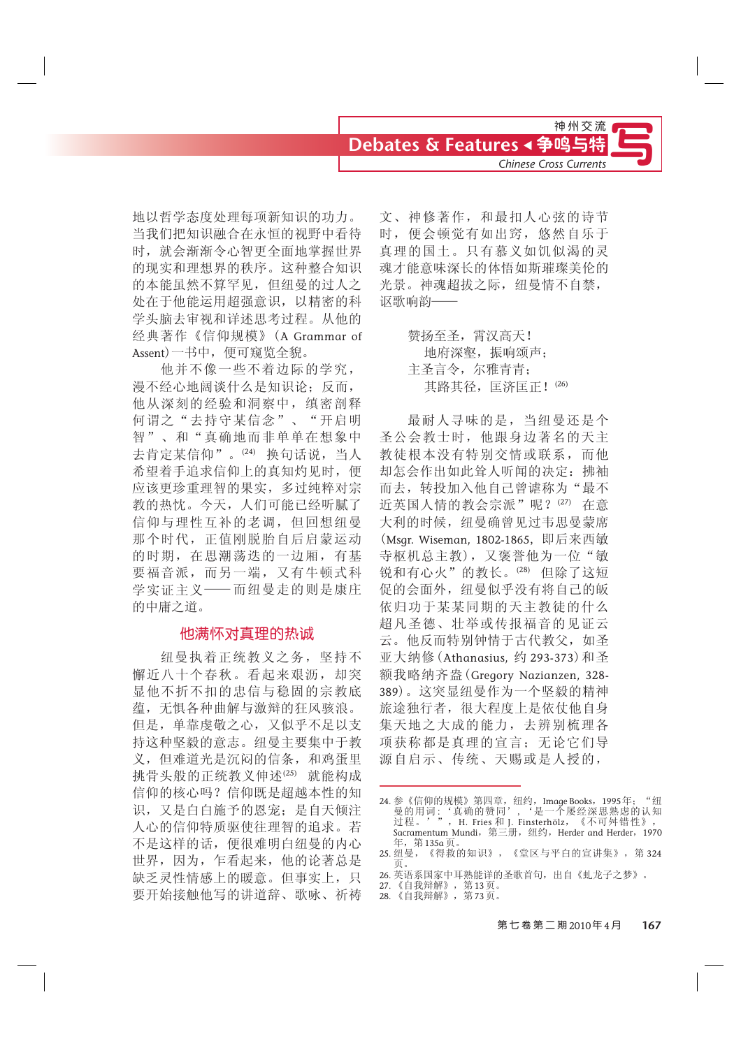地以哲学态度处理每项新知识的功力。当我们把知识融合在永恒的视野中看待时，就会渐渐令心智更全面地掌握世界的现实和理想界的秩序。这种整合知识的本能虽然不算罕见，但纽曼的过人之处在于他能运用超强意识，以精密的科学头脑去审视和详述思考过程。从他的经典著作《信仰规模》（A Grammar of Assent）一书中，便可窥览全貌。

他并不像一些不着边际的学究，漫不经心地阔谈什么是知识论；反而，他从深刻的经验和洞察中，缜密剖释何谓之“去持守某信念”、“开启明智”、和“真确地而非单单在想象中去肯定某信仰”。[24] 换句话说，当人希望着手追求信仰上的真知灼见时，便应该更珍重理智的果实，多过纯粹对宗教的热忱。今天，人们可能已经听腻了信仰与理性互补的老调，但回想纽曼那个时代，正值刚脱胎自启蒙运动的时期，在思潮荡迭的一边厢，有基要福音派，而另一端，又有牛顿式科学实证主义——而纽曼走的则是康庄的中庸之道。

## 他满怀对真理的热诚

纽曼执着正统教义之务，坚持不懈近八十个春秋。看起来艰涉，却突显他不折不扣的忠信与稳固的宗教底蕴，无惧各种曲解与激辩的狂风骇浪。但是，单靠虔敬之心，又似乎不足以支持这种坚毅的意志。纽曼主要集中于教义，但难道光是沉闷的信条，和鸡蛋里挑骨头般的正统教义伸述[25] 就能构成信仰的核心吗？信仰既是超越本性的知识，又是白白施予的恩宠；是自天倾注人心的信仰特质驱使往理智的追求。若不是这样的话，便很难明白纽曼的内心世界，因为，乍看起来，他的论著总是缺乏灵性情感上的暖意。但事实上，只要开始接触他写的讲道辞、歌咏、祈祷文、神修著作，和最扣人心弦的诗节时，便会顿觉有如出穷，悠然自乐于真理的国土。只有慕义如饥似渴的灵魂才能意味深长的体悟如斯璀璨美伦的光景。神魂超拔之际，纽曼情不自禁，讴歌响韵——

> 赞扬至圣，霄汉高天！
> 　地府深壑，振响颂声；
> 主圣言令，尔雅青青；
> 　其路其径，匡济匡正！[26]

最耐人寻味的是，当纽曼还是个圣公会教士时，他跟身边著名的天主教徒根本没有特别交情或联系，而他却怎会作出如此耸人听闻的决定：拂袖而去，转投加入他自己曾诋称为“最不近英国人情的教会宗派”呢？[27] 在意大利的时候，纽曼确曾见过韦思曼蒙席（Msgr. Wiseman, 1802-1865，即后来西敏寺枢机总主教），又褒誉他为一位“敏锐和有心火”的教长。[28] 但除了这短促的会面外，纽曼似乎没有将自己的皈依归功于某某同期的天主教徒的什么超凡圣德、壮举或传报福音的见证云云。他反而特别钟情于古代教父，如圣亚大纳修（Athanasius, 约 293-373）和圣额我略纳齐盎（Gregory Nazianzen, 328-389）。这突显纽曼作为一个坚毅的精神旅途独行者，很大程度上是依仗他自身集天地之大成的能力，去辨别梳理各项获称都是真理的宣言；无论它们导源自启示、传统、天赐或是人授的，

---

24. 参《信仰的规模》第四章，纽约，Image Books，1995 年：“纽曼的用词：‘真确的赞同’，‘是一个屡经深思熟虑的认知过程。’”，H. Fries 和 J. Finsterhölz，《不可舛错性》，Sacramentum Mundi，第三册，纽约，Herder and Herder，1970 年，第 135a 页。
25. 纽曼，《得救的知识》，《堂区与平白的宣讲集》，第 324 页。
26. 英语系国家中耳熟能详的圣歌首句，出自《虬龙子之梦》。
27. 《自我辩解》，第 13 页。
28. 《自我辩解》，第 73 页。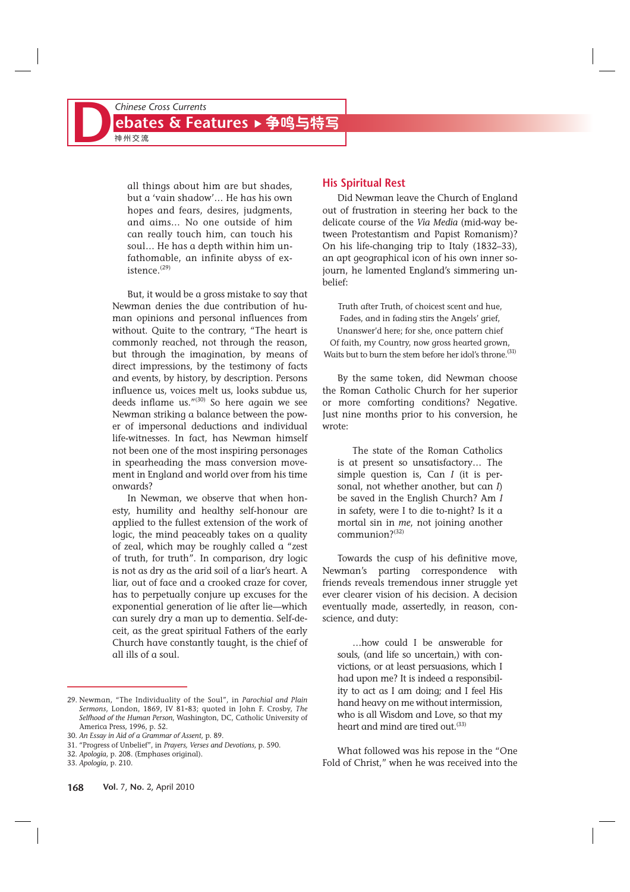all things about him are but shades, but a 'vain shadow'… He has his own hopes and fears, desires, judgments, and aims… No one outside of him can really touch him, can touch his soul… He has a depth within him unfathomable, an infinite abyss of existence.[29]

But, it would be a gross mistake to say that Newman denies the due contribution of human opinions and personal influences from without. Quite to the contrary, "The heart is commonly reached, not through the reason, but through the imagination, by means of direct impressions, by the testimony of facts and events, by history, by description. Persons influence us, voices melt us, looks subdue us, deeds inflame us."[30] So here again we see Newman striking a balance between the power of impersonal deductions and individual life-witnesses. In fact, has Newman himself not been one of the most inspiring personages in spearheading the mass conversion movement in England and world over from his time onwards?

In Newman, we observe that when honesty, humility and healthy self-honour are applied to the fullest extension of the work of logic, the mind peaceably takes on a quality of zeal, which may be roughly called a "zest of truth, for truth". In comparison, dry logic is not as dry as the arid soil of a liar's heart. A liar, out of face and a crooked craze for cover, has to perpetually conjure up excuses for the exponential generation of lie after lie—which can surely dry a man up to dementia. Self-deceit, as the great spiritual Fathers of the early Church have constantly taught, is the chief of all ills of a soul.

## His Spiritual Rest

Did Newman leave the Church of England out of frustration in steering her back to the delicate course of the *Via Media* (mid-way between Protestantism and Papist Romanism)? On his life-changing trip to Italy (1832–33), an apt geographical icon of his own inner sojourn, he lamented England's simmering unbelief:

> Truth after Truth, of choicest scent and hue,
> Fades, and in fading stirs the Angels' grief,
> Unanswer'd here; for she, once pattern chief
> Of faith, my Country, now gross hearted grown,
> Waits but to burn the stem before her idol's throne.[31]

By the same token, did Newman choose the Roman Catholic Church for her superior or more comforting conditions? Negative. Just nine months prior to his conversion, he wrote:

> The state of the Roman Catholics is at present so unsatisfactory… The simple question is, Can *I* (it is personal, not whether another, but can *I*) be saved in the English Church? Am *I* in safety, were I to die to-night? Is it a mortal sin in *me*, not joining another communion?[32]

Towards the cusp of his definitive move, Newman's parting correspondence with friends reveals tremendous inner struggle yet ever clearer vision of his decision. A decision eventually made, assertedly, in reason, conscience, and duty:

> …how could I be answerable for souls, (and life so uncertain,) with convictions, or at least persuasions, which I had upon me? It is indeed a responsibility to act as I am doing; and I feel His hand heavy on me without intermission, who is all Wisdom and Love, so that my heart and mind are tired out.[33]

What followed was his repose in the "One Fold of Christ," when he was received into the

---

29. Newman, "The Individuality of the Soul", in *Parochial and Plain Sermons*, London, 1869, IV 81-83; quoted in John F. Crosby, *The Selfhood of the Human Person*, Washington, DC, Catholic University of America Press, 1996, p. 52.
30. *An Essay in Aid of a Grammar of Assent*, p. 89.
31. "Progress of Unbelief", in *Prayers, Verses and Devotions*, p. 590.
32. *Apologia*, p. 208. (Emphases original).
33. *Apologia*, p. 210.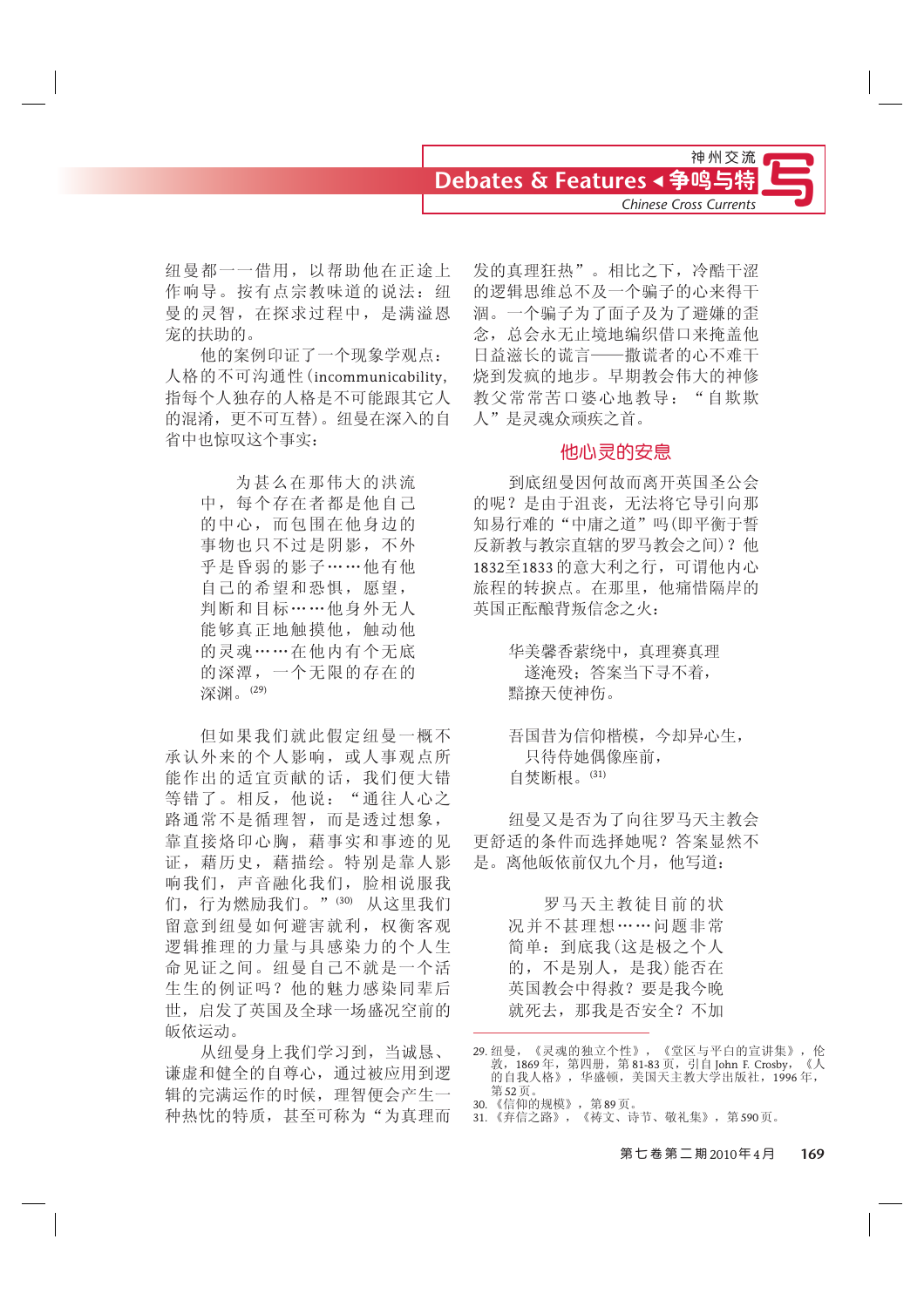纽曼都一一借用，以帮助他在正途上作响导。按有点宗教味道的说法：纽曼的灵智，在探求过程中，是满溢恩宠的扶助的。

他的案例印证了一个现象学观点：人格的不可沟通性（incommunicability，指每个人独存的人格是不可能跟其它人的混淆，更不可互替）。纽曼在深入的自省中也惊叹这个事实：

> 为甚么在那伟大的洪流中，每个存在者都是他自己的中心，而包围在他身边的事物也只不过是阴影，不外乎是昏弱的影子……他有他自己的希望和恐惧，愿望，判断和目标……他身外无人能够真正地触摸他，触动他的灵魂……在他内有个无底的深潭，一个无限的存在的深渊。[29]

但如果我们就此假定纽曼一概不承认外来的个人影响，或人事观点所能作出的适宜贡献的话，我们便大错特错了。相反，他说："通往人心之路通常不是循理智，而是透过想象，靠直接烙印心胸，藉事实和事迹的见证，藉历史，藉描绘。特别是靠人影响我们，声音融化我们，脸相说服我们，行为燃励我们。"[30] 从这里我们留意到纽曼如何避害就利，权衡客观逻辑推理的力量与具感染力的个人生命见证之间。纽曼自己不就是一个活生生的例证吗？他的魅力感染同辈后世，启发了英国及全球一场盛况空前的皈依运动。

从纽曼身上我们学习到，当诚恳、谦虚和健全的自尊心，通过被应用到逻辑的完满运作的时候，理智便会产生一种热忱的特质，甚至可称为"为真理而发的真理狂热"。相比之下，冷酷干涩的逻辑思维总不及一个骗子的心来得干涸。一个骗子为了面子及为了避嫌的歪念，总会永无止境地编织借口来掩盖他日益滋长的谎言——撒谎者的心不难干烧到发疯的地步。早期教会伟大的神修教父常常苦口婆心地教导："自欺欺人"是灵魂众顽疾之首。

## 他心灵的安息

到底纽曼因何故而离开英国圣公会的呢？是由于沮丧，无法将它导引向那知易行难的"中庸之道"吗（即平衡于誓反新教与教宗直辖的罗马教会之间）？他1832至1833的意大利之行，可谓他内心旅程的转捩点。在那里，他痛惜隔岸的英国正酝酿背叛信念之火：

> 华美馨香萦绕中，真理赛真理
> 　遂淹殁；答案当下寻不着，
> 黯撩天使神伤。
>
> 吾国昔为信仰楷模，今却异心生，
> 　只待侍她偶像座前，
> 自焚断根。[31]

纽曼又是否为了向往罗马天主教会更舒适的条件而选择她呢？答案显然不是。离他皈依前仅九个月，他写道：

> 罗马天主教徒目前的状况并不甚理想……问题非常简单：到底我（这是极之个人的，不是别人，是我）能否在英国教会中得救？要是我今晚就死去，那我是否安全？不加

---

29. 纽曼，《灵魂的独立个性》，《堂区与平白的宣讲集》，伦敦，1869年，第四册，第81-83页，引自 John F. Crosby，《人的自我人格》，华盛顿，美国天主教大学出版社，1996年，第52页。
30. 《信仰的规模》，第89页。
31. 《弃信之路》，《祷文、诗节、敬礼集》，第590页。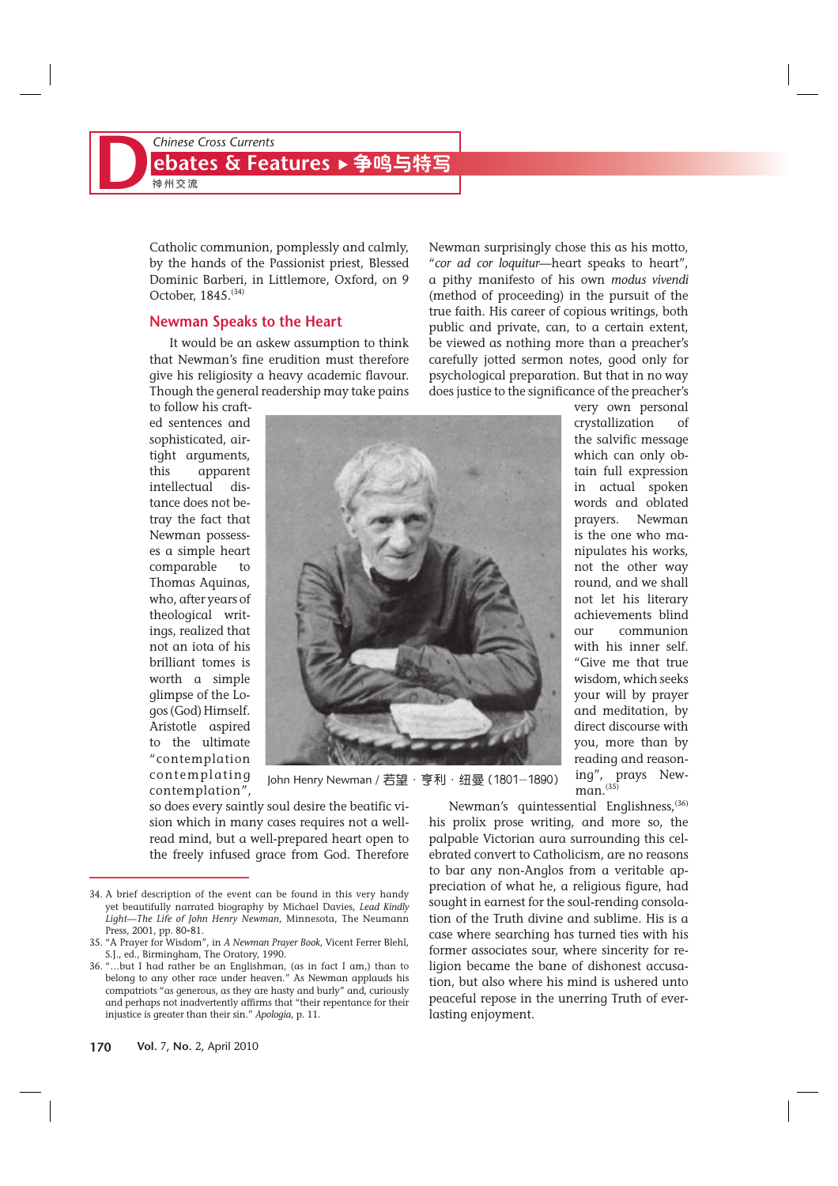Catholic communion, pomplessly and calmly, by the hands of the Passionist priest, Blessed Dominic Barberi, in Littlemore, Oxford, on 9 October, 1845.[34]

## Newman Speaks to the Heart

It would be an askew assumption to think that Newman's fine erudition must therefore give his religiosity a heavy academic flavour. Though the general readership may take pains to follow his crafted sentences and sophisticated, airtight arguments, this apparent intellectual distance does not betray the fact that Newman possesses a simple heart comparable to Thomas Aquinas, who, after years of theological writings, realized that not an iota of his brilliant tomes is worth a simple glimpse of the Logos (God) Himself. Aristotle aspired to the ultimate "contemplation contemplating contemplation", so does every saintly soul desire the beatific vision which in many cases requires not a well-read mind, but a well-prepared heart open to the freely infused grace from God. Therefore Newman surprisingly chose this as his motto, "*cor ad cor loquitur*—heart speaks to heart", a pithy manifesto of his own *modus vivendi* (method of proceeding) in the pursuit of the true faith. His career of copious writings, both public and private, can, to a certain extent, be viewed as nothing more than a preacher's carefully jotted sermon notes, good only for psychological preparation. But that in no way does justice to the significance of the preacher's very own personal crystallization of the salvific message which can only obtain full expression in actual spoken words and oblated prayers. Newman is the one who manipulates his works, not the other way round, and we shall not let his literary achievements blind our communion with his inner self. "Give me that true wisdom, which seeks your will by prayer and meditation, by direct discourse with you, more than by reading and reasoning", prays Newman.[35]

John Henry Newman / 若望 · 亨利 · 纽曼（1801—1890）

Newman's quintessential Englishness,[36] his prolix prose writing, and more so, the palpable Victorian aura surrounding this celebrated convert to Catholicism, are no reasons to bar any non-Anglos from a veritable appreciation of what he, a religious figure, had sought in earnest for the soul-rending consolation of the Truth divine and sublime. His is a case where searching has turned ties with his former associates sour, where sincerity for religion became the bane of dishonest accusation, but also where his mind is ushered unto peaceful repose in the unerring Truth of everlasting enjoyment.

---

34. A brief description of the event can be found in this very handy yet beautifully narrated biography by Michael Davies, *Lead Kindly Light—The Life of John Henry Newman*, Minnesota, The Neumann Press, 2001, pp. 80-81.
35. "A Prayer for Wisdom", in *A Newman Prayer Book*, Vicent Ferrer Blehl, S.J., ed., Birmingham, The Oratory, 1990.
36. "…but I had rather be an Englishman, (as in fact I am,) than to belong to any other race under heaven." As Newman applauds his compatriots "as generous, as they are hasty and burly" and, curiously and perhaps not inadvertently affirms that "their repentance for their injustice is greater than their sin." *Apologia*, p. 11.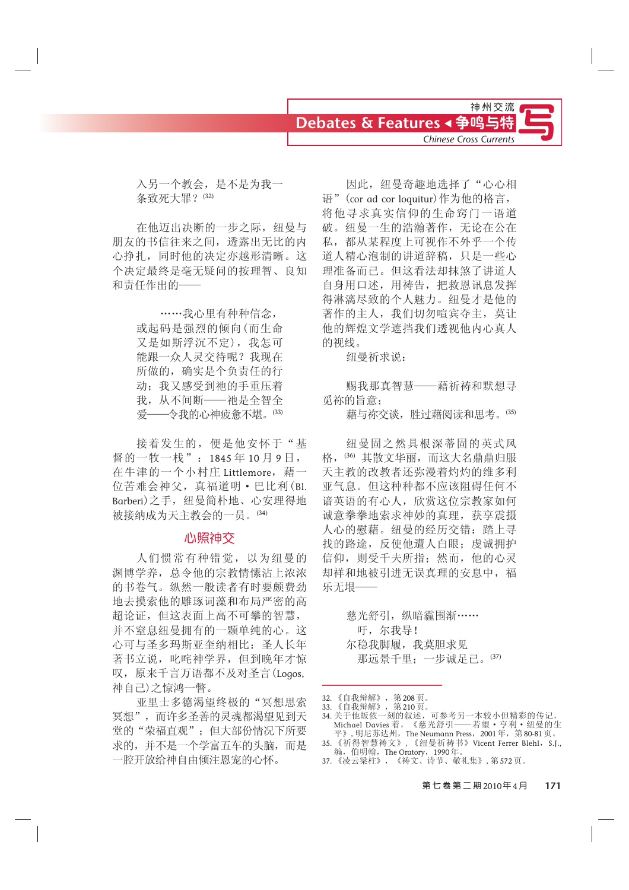入另一个教会，是不是为我一条致死大罪？[32]

在他迈出决断的一步之际，纽曼与朋友的书信往来之间，透露出无比的内心挣扎，同时他的决定亦越形清晰。这个决定最终是毫无疑问的按理智、良知和责任作出的——

> ……我心里有种种信念，或起码是强烈的倾向（而生命又是如斯浮沉不定），我怎可能跟一众人灵交待呢？我现在所做的，确实是个负责任的行动；我又感受到祂的手重压着我，从不间断——祂是全智全爱——令我的心神疲惫不堪。[33]

接着发生的，便是他安怀于"基督的一牧一栈"：1845 年 10 月 9 日，在牛津的一个小村庄 Littlemore，藉一位苦难会神父，真福道明・巴比利（Bl. Barberi）之手，纽曼简朴地、心安理得地被接纳成为天主教会的一员。[34]

## 心照神交

人们惯常有种错觉，以为纽曼的渊博学养，总令他的宗教情愫沾上浓浓的书卷气。纵然一般读者有时要颇费劲地去摸索他的雕琢词藻和布局严密的高超论证，但这表面上高不可攀的智慧，并不窒息纽曼拥有的一颗单纯的心。这心可与圣多玛斯亚奎纳相比：圣人长年著书立说，叱咤神学界，但到晚年才惊叹，原来千言万语都不及对圣言（Logos，神自己）之惊鸿一瞥。

亚里士多德渴望终极的"冥想思索冥想"，而许多圣善的灵魂都渴望见到天堂的"荣福直观"；但大部份情况下所要求的，并不是一个学富五车的头脑，而是一腔开放给神自由倾注恩宠的心怀。

因此，纽曼奇趣地选择了"心心相语"（cor ad cor loquitur）作为他的格言，将他寻求真实信仰的生命窍门一语道破。纽曼一生的浩瀚著作，无论在公在私，都从某程度上可视作不外乎一个传道人精心泡制的讲道辞稿，只是一些心理准备而已。但这看法却抹煞了讲道人自身用口述，用祷告，把救恩讯息发挥得淋漓尽致的个人魅力。纽曼才是他的著作的主人，我们切勿喧宾夺主，莫让他的辉煌文学遮挡我们透视他内心真人的视线。

纽曼祈求说：

> 赐我那真智慧——藉祈祷和默想寻觅祢的旨意；
> 藉与祢交谈，胜过藉阅读和思考。[35]

纽曼固之然具根深蒂固的英式风格，[36] 其散文华丽，而这大名鼎鼎归服天主教的改教者还弥漫着灼灼的维多利亚气息。但这种种都不应该阻碍任何不谙英语的有心人，欣赏这位宗教家如何诚意拳拳地索求神妙的真理，获享震摄人心的慰藉。纽曼的经历交错：踏上寻找的路途，反使他遭人白眼；虔诚拥护信仰，则受千夫所指；然而，他的心灵却祥和地被引进无误真理的安息中，福乐无堪——

> 慈光舒引，纵暗霾围淅……
> 吁，尔我导！
> 尔稳我脚履，我莫胆求见
> 那远景千里；一步诚足已。[37]

---

32. 《自我辩解》，第 208 页。
33. 《自我辩解》，第 210 页。
34. 关于他皈依一刻的叙述，可参考另一本较小但精彩的传记，Michael Davies 着，《慈光舒引——若望・亨利・纽曼的生平》，明尼苏达州，The Neumann Press，2001 年，第 80-81 页。
35. 《祈得智慧祷文》，《纽曼祈祷书》Vicent Ferrer Blehl，S.J.，编，伯明翰，The Oratory，1990 年。
37. 《凌云梁柱》，《祷文、诗节、敬礼集》，第 572 页。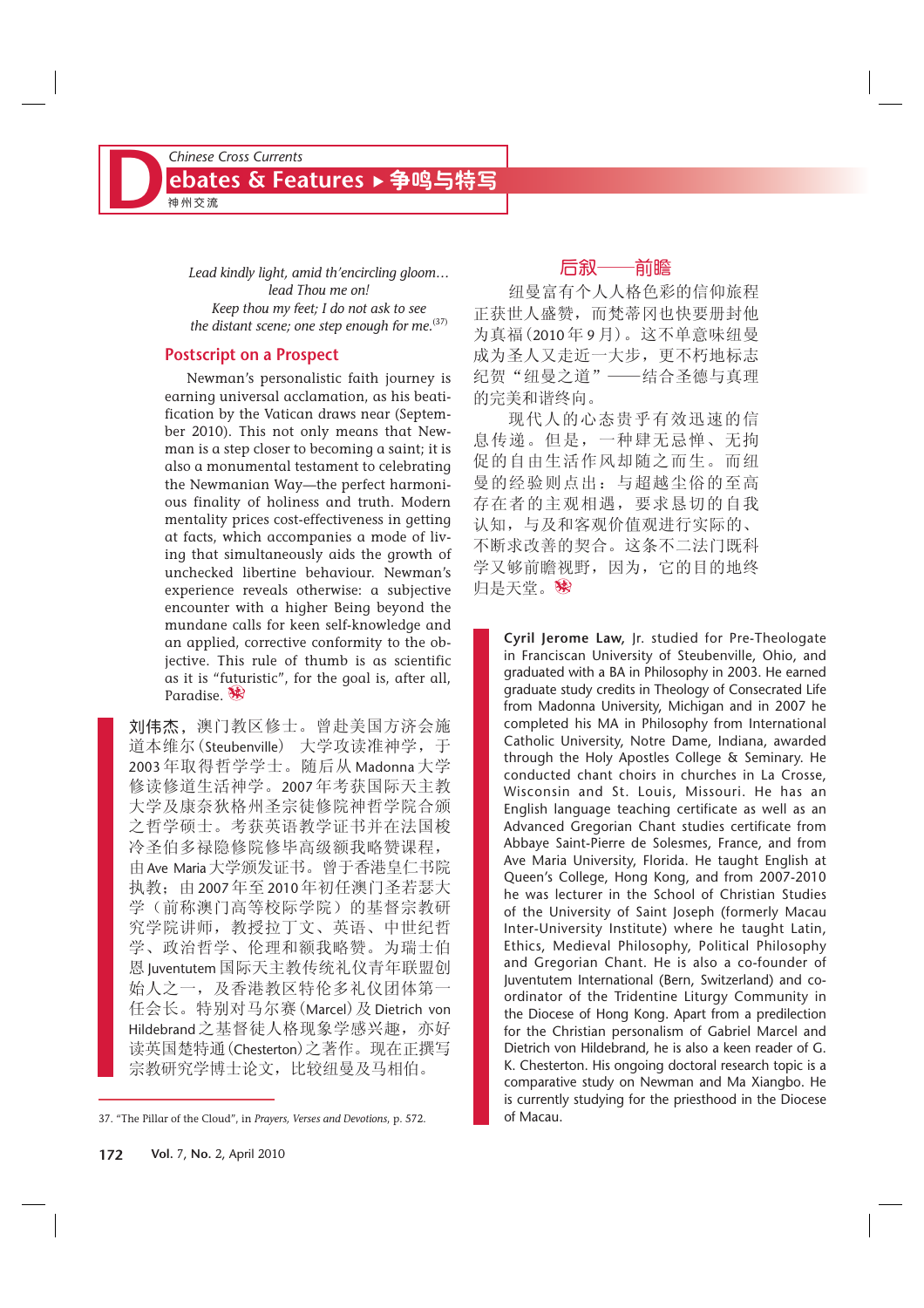*Lead kindly light, amid th'encircling gloom…*
*lead Thou me on!*
*Keep thou my feet; I do not ask to see*
*the distant scene; one step enough for me.*[37]

## Postscript on a Prospect

Newman's personalistic faith journey is earning universal acclamation, as his beatification by the Vatican draws near (September 2010). This not only means that Newman is a step closer to becoming a saint; it is also a monumental testament to celebrating the Newmanian Way—the perfect harmonious finality of holiness and truth. Modern mentality prices cost-effectiveness in getting at facts, which accompanies a mode of living that simultaneously aids the growth of unchecked libertine behaviour. Newman's experience reveals otherwise: a subjective encounter with a higher Being beyond the mundane calls for keen self-knowledge and an applied, corrective conformity to the objective. This rule of thumb is as scientific as it is "futuristic", for the goal is, after all, Paradise.

## 后叙——前瞻

纽曼富有个人人格色彩的信仰旅程正获世人盛赞，而梵蒂冈也快要册封他为真福（2010年9月）。这不单意味纽曼成为圣人又走近一大步，更不朽地标志纪贺"纽曼之道"——结合圣德与真理的完美和谐终向。

现代人的心态贵乎有效迅速的信息传递。但是，一种肆无忌惮、无拘促的自由生活作风却随之而生。而纽曼的经验则点出：与超越尘俗的至高存在者的主观相遇，要求恳切的自我认知，与及和客观价值观进行实际的、不断求改善的契合。这条不二法门既科学又够前瞻视野，因为，它的目的地终归是天堂。

**刘伟杰**，澳门教区修士。曾赴美国方济会施道本维尔（Steubenville）大学攻读准神学，于2003年取得哲学学士。随后从Madonna大学修读修道生活神学。2007年考获国际天主教大学及康奈狄格州圣宗徒修院神哲学院合颁之哲学硕士。考获英语教学证书并在法国梭冷圣伯多禄隐修院修毕高级额我略赞课程，由Ave Maria大学颁发证书。曾于香港皇仁书院执教；由2007年至2010年初任澳门圣若瑟大学（前称澳门高等校际学院）的基督宗教研究学院讲师，教授拉丁文、英语、中世纪哲学、政治哲学、伦理和额我略赞。为瑞士伯恩Juventutem国际天主教传统礼仪青年联盟创始人之一，及香港教区特伦多礼仪团体第一任会长。特别对马尔赛（Marcel）及Dietrich von Hildebrand之基督徒人格现象学感兴趣，亦好读英国楚特通（Chesterton）之著作。现在正撰写宗教研究学博士论文，比较纽曼及马相伯。

**Cyril Jerome Law**, Jr. studied for Pre-Theologate in Franciscan University of Steubenville, Ohio, and graduated with a BA in Philosophy in 2003. He earned graduate study credits in Theology of Consecrated Life from Madonna University, Michigan and in 2007 he completed his MA in Philosophy from International Catholic University, Notre Dame, Indiana, awarded through the Holy Apostles College & Seminary. He conducted chant choirs in churches in La Crosse, Wisconsin and St. Louis, Missouri. He has an English language teaching certificate as well as an Advanced Gregorian Chant studies certificate from Abbaye Saint-Pierre de Solesmes, France, and from Ave Maria University, Florida. He taught English at Queen's College, Hong Kong, and from 2007-2010 he was lecturer in the School of Christian Studies of the University of Saint Joseph (formerly Macau Inter-University Institute) where he taught Latin, Ethics, Medieval Philosophy, Political Philosophy and Gregorian Chant. He is also a co-founder of Juventutem International (Bern, Switzerland) and co-ordinator of the Tridentine Liturgy Community in the Diocese of Hong Kong. Apart from a predilection for the Christian personalism of Gabriel Marcel and Dietrich von Hildebrand, he is also a keen reader of G. K. Chesterton. His ongoing doctoral research topic is a comparative study on Newman and Ma Xiangbo. He is currently studying for the priesthood in the Diocese of Macau.

---

37. "The Pillar of the Cloud", in *Prayers, Verses and Devotions*, p. 572.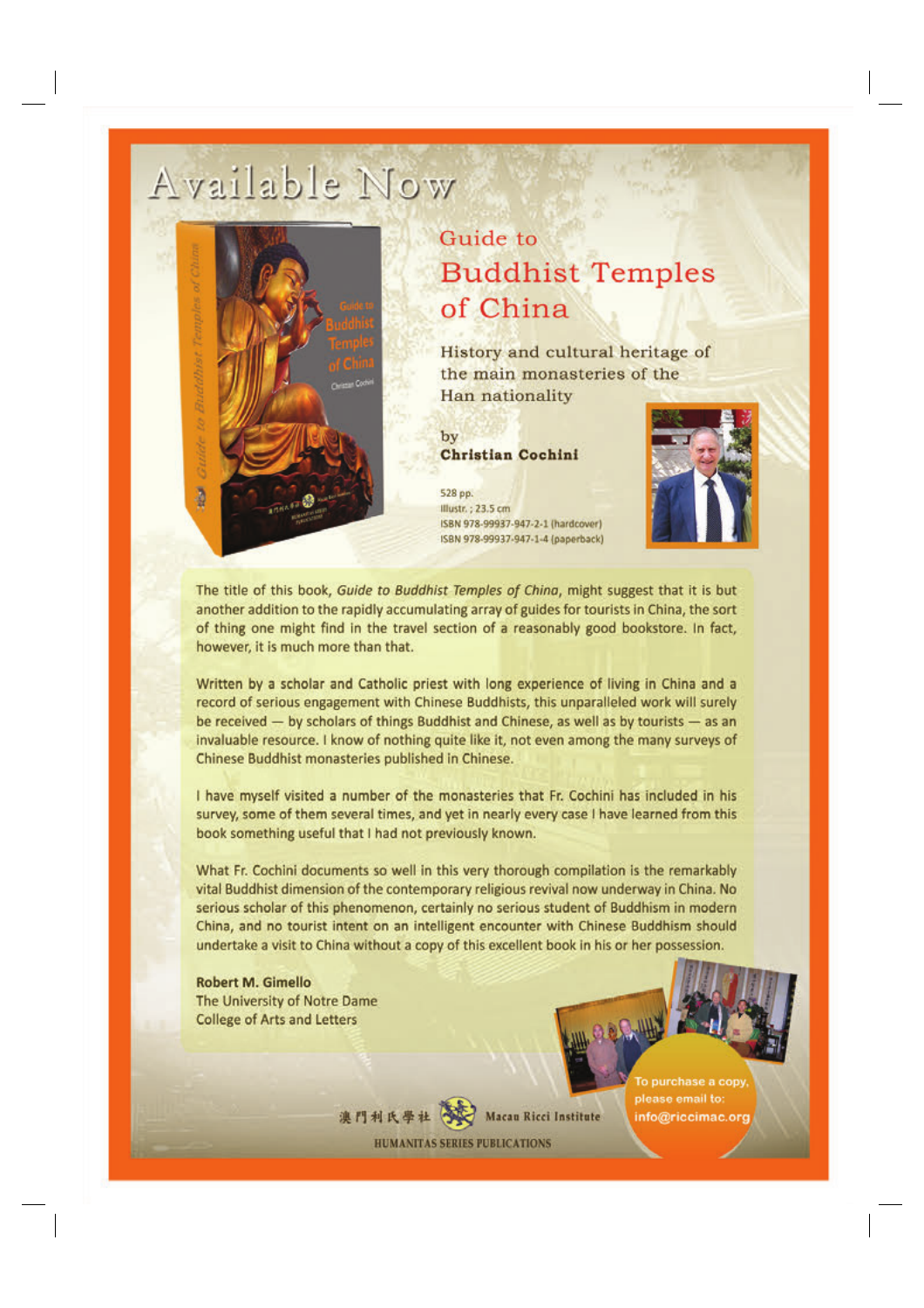# Available Now

## Guide to Buddhist Temples of China

History and cultural heritage of the main monasteries of the Han nationality

by
**Christian Cochini**

528 pp.
Illustr. ; 23.5 cm
ISBN 978-99937-947-2-1 (hardcover)
ISBN 978-99937-947-1-4 (paperback)

The title of this book, *Guide to Buddhist Temples of China*, might suggest that it is but another addition to the rapidly accumulating array of guides for tourists in China, the sort of thing one might find in the travel section of a reasonably good bookstore. In fact, however, it is much more than that.

Written by a scholar and Catholic priest with long experience of living in China and a record of serious engagement with Chinese Buddhists, this unparalleled work will surely be received — by scholars of things Buddhist and Chinese, as well as by tourists — as an invaluable resource. I know of nothing quite like it, not even among the many surveys of Chinese Buddhist monasteries published in Chinese.

I have myself visited a number of the monasteries that Fr. Cochini has included in his survey, some of them several times, and yet in nearly every case I have learned from this book something useful that I had not previously known.

What Fr. Cochini documents so well in this very thorough compilation is the remarkably vital Buddhist dimension of the contemporary religious revival now underway in China. No serious scholar of this phenomenon, certainly no serious student of Buddhism in modern China, and no tourist intent on an intelligent encounter with Chinese Buddhism should undertake a visit to China without a copy of this excellent book in his or her possession.

**Robert M. Gimello**
The University of Notre Dame
College of Arts and Letters

To purchase a copy, please email to: info@riccimac.org

澳門利氏學社 Macau Ricci Institute

HUMANITAS SERIES PUBLICATIONS